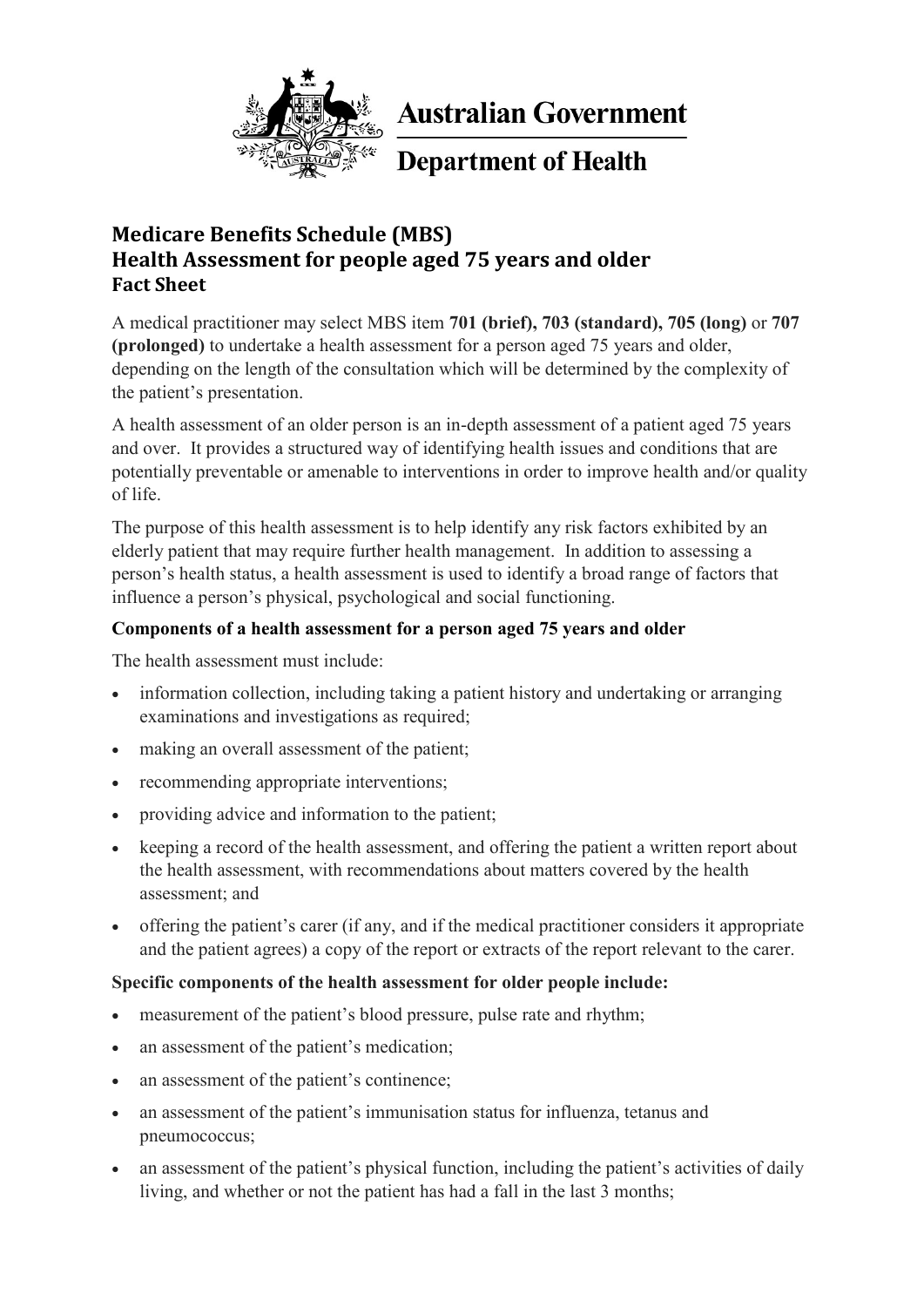Australian Government

Department of Health

# Medicare Benefits Schedule (MBS)
# Health Assessment for people aged 75 years and older
## Fact Sheet

A medical practitioner may select MBS item **701 (brief), 703 (standard), 705 (long)** or **707 (prolonged)** to undertake a health assessment for a person aged 75 years and older, depending on the length of the consultation which will be determined by the complexity of the patient's presentation.

A health assessment of an older person is an in-depth assessment of a patient aged 75 years and over. It provides a structured way of identifying health issues and conditions that are potentially preventable or amenable to interventions in order to improve health and/or quality of life.

The purpose of this health assessment is to help identify any risk factors exhibited by an elderly patient that may require further health management. In addition to assessing a person's health status, a health assessment is used to identify a broad range of factors that influence a person's physical, psychological and social functioning.

### Components of a health assessment for a person aged 75 years and older

The health assessment must include:

- information collection, including taking a patient history and undertaking or arranging examinations and investigations as required;
- making an overall assessment of the patient;
- recommending appropriate interventions;
- providing advice and information to the patient;
- keeping a record of the health assessment, and offering the patient a written report about the health assessment, with recommendations about matters covered by the health assessment; and
- offering the patient's carer (if any, and if the medical practitioner considers it appropriate and the patient agrees) a copy of the report or extracts of the report relevant to the carer.

### Specific components of the health assessment for older people include:

- measurement of the patient's blood pressure, pulse rate and rhythm;
- an assessment of the patient's medication;
- an assessment of the patient's continence;
- an assessment of the patient's immunisation status for influenza, tetanus and pneumococcus;
- an assessment of the patient's physical function, including the patient's activities of daily living, and whether or not the patient has had a fall in the last 3 months;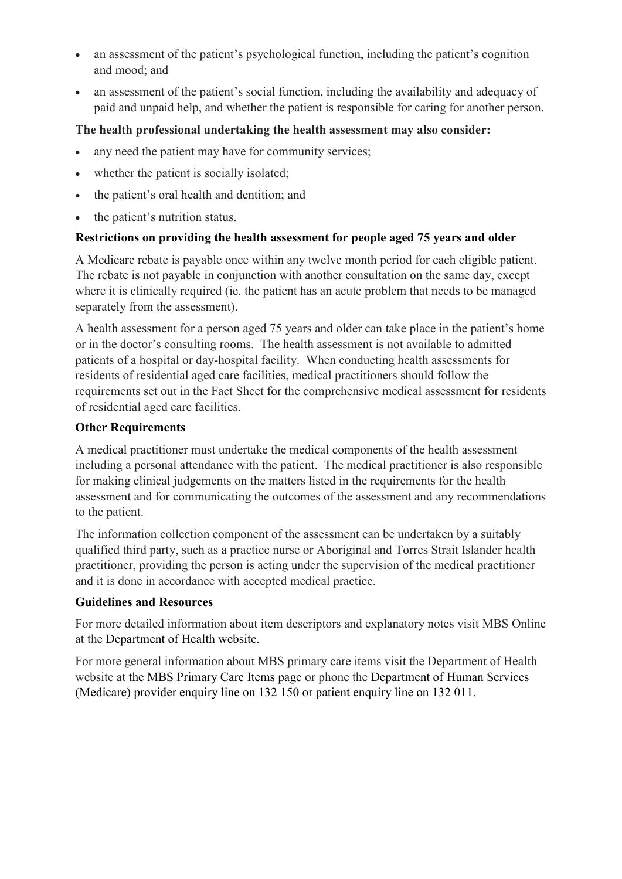- an assessment of the patient's psychological function, including the patient's cognition and mood; and
- an assessment of the patient's social function, including the availability and adequacy of paid and unpaid help, and whether the patient is responsible for caring for another person.

**The health professional undertaking the health assessment may also consider:**

- any need the patient may have for community services;
- whether the patient is socially isolated;
- the patient's oral health and dentition; and
- the patient's nutrition status.

**Restrictions on providing the health assessment for people aged 75 years and older**

A Medicare rebate is payable once within any twelve month period for each eligible patient. The rebate is not payable in conjunction with another consultation on the same day, except where it is clinically required (ie. the patient has an acute problem that needs to be managed separately from the assessment).

A health assessment for a person aged 75 years and older can take place in the patient's home or in the doctor's consulting rooms. The health assessment is not available to admitted patients of a hospital or day-hospital facility. When conducting health assessments for residents of residential aged care facilities, medical practitioners should follow the requirements set out in the Fact Sheet for the comprehensive medical assessment for residents of residential aged care facilities.

**Other Requirements**

A medical practitioner must undertake the medical components of the health assessment including a personal attendance with the patient. The medical practitioner is also responsible for making clinical judgements on the matters listed in the requirements for the health assessment and for communicating the outcomes of the assessment and any recommendations to the patient.

The information collection component of the assessment can be undertaken by a suitably qualified third party, such as a practice nurse or Aboriginal and Torres Strait Islander health practitioner, providing the person is acting under the supervision of the medical practitioner and it is done in accordance with accepted medical practice.

**Guidelines and Resources**

For more detailed information about item descriptors and explanatory notes visit MBS Online at the Department of Health website.

For more general information about MBS primary care items visit the Department of Health website at the MBS Primary Care Items page or phone the Department of Human Services (Medicare) provider enquiry line on 132 150 or patient enquiry line on 132 011.